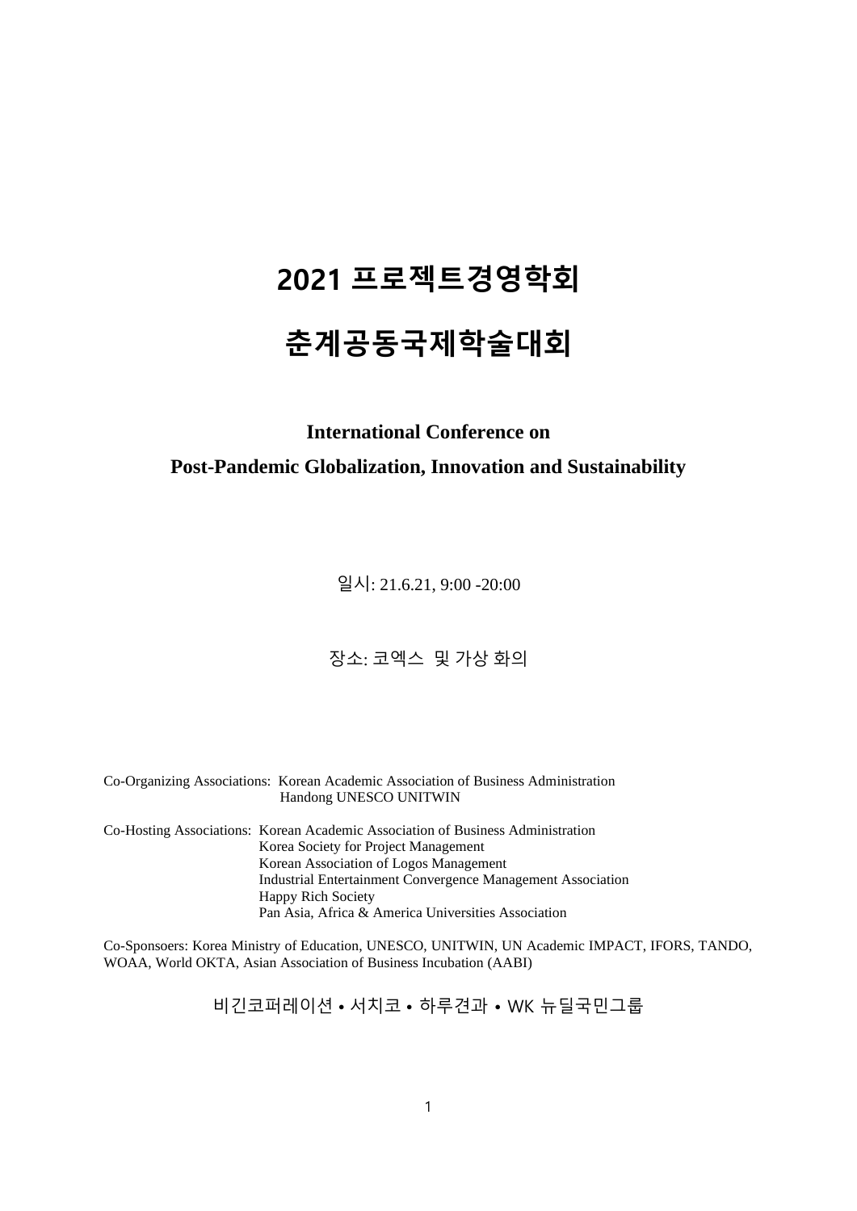# 2021 프로젝트경영학회

# 춘계공동국제학술대회

**International Conference on**

**Post-Pandemic Globalization, Innovation and Sustainability**

일시: 21.6.21, 9:00 -20:00

장소: 코엑스  및 가상 화의

Co-Organizing Associations: Korean Academic Association of Business Administration
Handong UNESCO UNITWIN

Co-Hosting Associations: Korean Academic Association of Business Administration
Korea Society for Project Management
Korean Association of Logos Management
Industrial Entertainment Convergence Management Association
Happy Rich Society
Pan Asia, Africa & America Universities Association

Co-Sponsoers: Korea Ministry of Education, UNESCO, UNITWIN, UN Academic IMPACT, IFORS, TANDO, WOAA, World OKTA, Asian Association of Business Incubation (AABI)

비긴코퍼레이션 • 서치코 • 하루견과 • WK 뉴딜국민그룹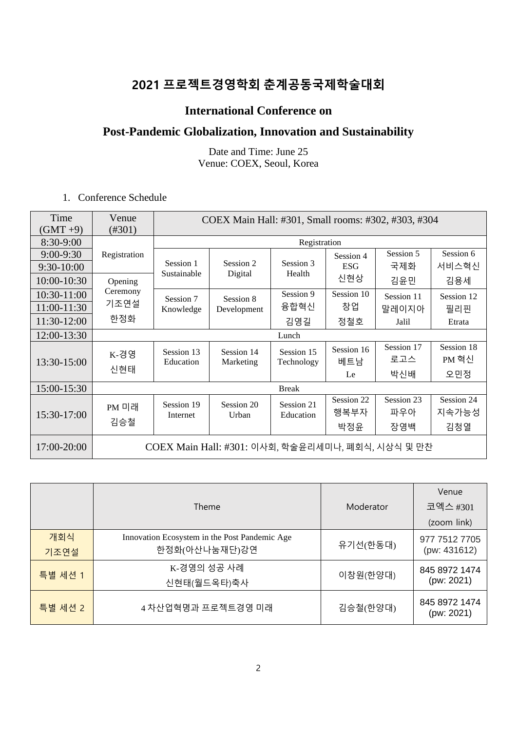# 2021 프로젝트경영학회 춘계공동국제학술대회

## International Conference on

## Post-Pandemic Globalization, Innovation and Sustainability

Date and Time: June 25
Venue: COEX, Seoul, Korea

1. Conference Schedule

| Time (GMT +9) | Venue (#301) | COEX Main Hall: #301, Small rooms: #302, #303, #304 | | | | | |
|---|---|---|---|---|---|---|---|
| 8:30-9:00 | Registration | Registration | | | | | |
| 9:00-9:30 | | Session 1 Sustainable | Session 2 Digital | Session 3 Health | Session 4 ESG 신현상 | Session 5 국제화 김윤민 | Session 6 서비스혁신 김용세 |
| 9:30-10:00 | | | | | | | |
| 10:00-10:30 | Opening Ceremony 기조연설 한정화 | | | | | | |
| 10:30-11:00 | | Session 7 Knowledge | Session 8 Development | Session 9 융합혁신 김영길 | Session 10 창업 정철호 | Session 11 말레이지아 Jalil | Session 12 필리핀 Etrata |
| 11:00-11:30 | | | | | | | |
| 11:30-12:00 | | | | | | | |
| 12:00-13:30 | Lunch | | | | | | |
| 13:30-15:00 | K-경영 신현태 | Session 13 Education | Session 14 Marketing | Session 15 Technology | Session 16 베트남 Le | Session 17 로고스 박신배 | Session 18 PM 혁신 오민정 |
| 15:00-15:30 | Break | | | | | | |
| 15:30-17:00 | PM 미래 김승철 | Session 19 Internet | Session 20 Urban | Session 21 Education | Session 22 행복부자 박정윤 | Session 23 파우아 장영백 | Session 24 지속가능성 김청열 |
| 17:00-20:00 | COEX Main Hall: #301: 이사회, 학술윤리세미나, 폐회식, 시상식 및 만찬 | | | | | | |

| | Theme | Moderator | Venue 코엑스 #301 (zoom link) |
|---|---|---|---|
| 개회식 기조연설 | Innovation Ecosystem in the Post Pandemic Age 한정화(아산나눔재단)강연 | 유기선(한동대) | 977 7512 7705 (pw: 431612) |
| 특별 세션 1 | K-경영의 성공 사례 신현태(월드옥타)축사 | 이창원(한양대) | 845 8972 1474 (pw: 2021) |
| 특별 세션 2 | 4 차산업혁명과 프로젝트경영 미래 | 김승철(한양대) | 845 8972 1474 (pw: 2021) |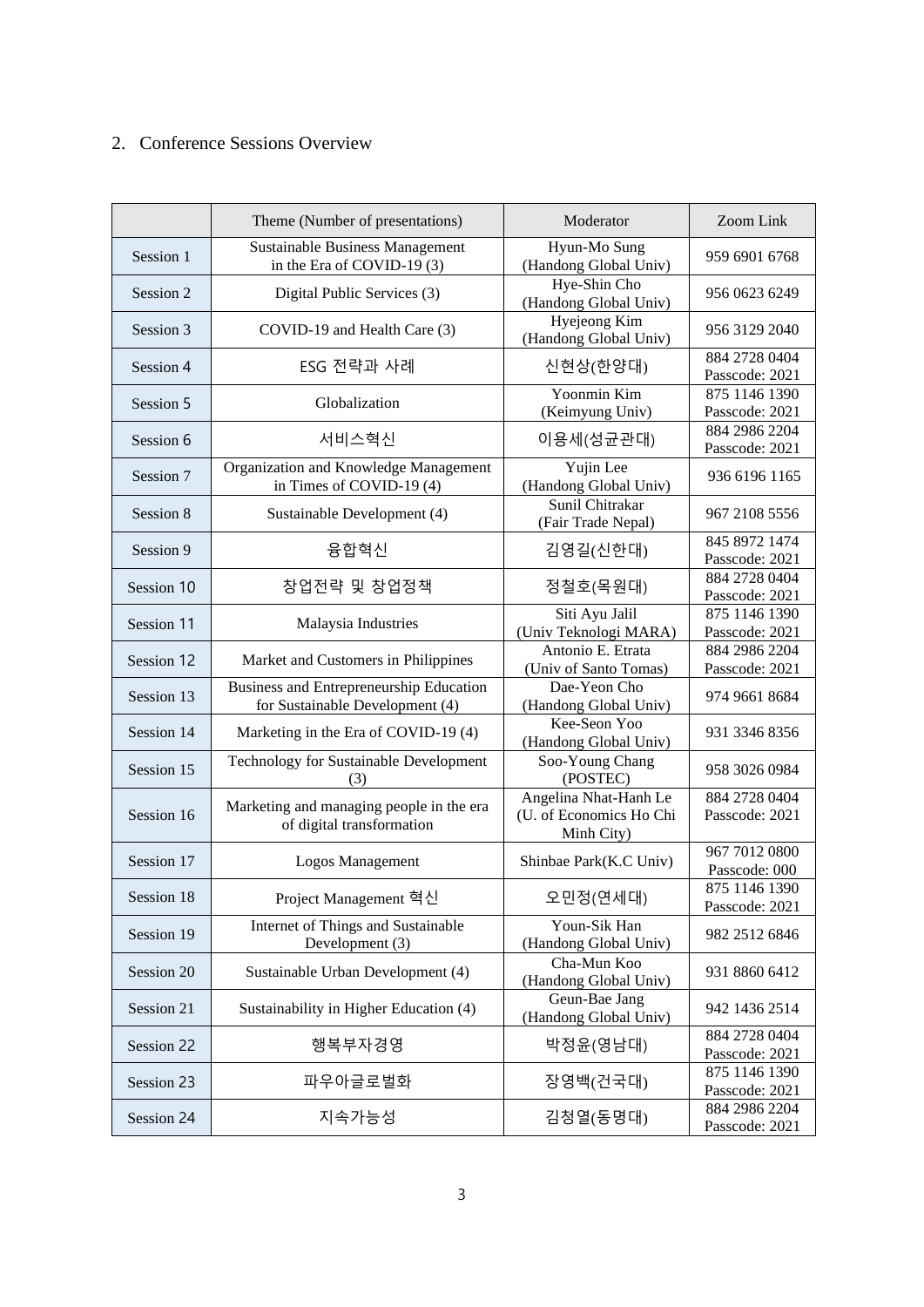## 2. Conference Sessions Overview

| | Theme (Number of presentations) | Moderator | Zoom Link |
|---|---|---|---|
| Session 1 | Sustainable Business Management in the Era of COVID-19 (3) | Hyun-Mo Sung (Handong Global Univ) | 959 6901 6768 |
| Session 2 | Digital Public Services (3) | Hye-Shin Cho (Handong Global Univ) | 956 0623 6249 |
| Session 3 | COVID-19 and Health Care (3) | Hyejeong Kim (Handong Global Univ) | 956 3129 2040 |
| Session 4 | ESG 전략과 사례 | 신현상(한양대) | 884 2728 0404 Passcode: 2021 |
| Session 5 | Globalization | Yoonmin Kim (Keimyung Univ) | 875 1146 1390 Passcode: 2021 |
| Session 6 | 서비스혁신 | 이용세(성균관대) | 884 2986 2204 Passcode: 2021 |
| Session 7 | Organization and Knowledge Management in Times of COVID-19 (4) | Yujin Lee (Handong Global Univ) | 936 6196 1165 |
| Session 8 | Sustainable Development (4) | Sunil Chitrakar (Fair Trade Nepal) | 967 2108 5556 |
| Session 9 | 융합혁신 | 김영길(신한대) | 845 8972 1474 Passcode: 2021 |
| Session 10 | 창업전략 및 창업정책 | 정철호(목원대) | 884 2728 0404 Passcode: 2021 |
| Session 11 | Malaysia Industries | Siti Ayu Jalil (Univ Teknologi MARA) | 875 1146 1390 Passcode: 2021 |
| Session 12 | Market and Customers in Philippines | Antonio E. Etrata (Univ of Santo Tomas) | 884 2986 2204 Passcode: 2021 |
| Session 13 | Business and Entrepreneurship Education for Sustainable Development (4) | Dae-Yeon Cho (Handong Global Univ) | 974 9661 8684 |
| Session 14 | Marketing in the Era of COVID-19 (4) | Kee-Seon Yoo (Handong Global Univ) | 931 3346 8356 |
| Session 15 | Technology for Sustainable Development (3) | Soo-Young Chang (POSTEC) | 958 3026 0984 |
| Session 16 | Marketing and managing people in the era of digital transformation | Angelina Nhat-Hanh Le (U. of Economics Ho Chi Minh City) | 884 2728 0404 Passcode: 2021 |
| Session 17 | Logos Management | Shinbae Park(K.C Univ) | 967 7012 0800 Passcode: 000 |
| Session 18 | Project Management 혁신 | 오민정(연세대) | 875 1146 1390 Passcode: 2021 |
| Session 19 | Internet of Things and Sustainable Development (3) | Youn-Sik Han (Handong Global Univ) | 982 2512 6846 |
| Session 20 | Sustainable Urban Development (4) | Cha-Mun Koo (Handong Global Univ) | 931 8860 6412 |
| Session 21 | Sustainability in Higher Education (4) | Geun-Bae Jang (Handong Global Univ) | 942 1436 2514 |
| Session 22 | 행복부자경영 | 박정윤(영남대) | 884 2728 0404 Passcode: 2021 |
| Session 23 | 파우아글로벌화 | 장영백(건국대) | 875 1146 1390 Passcode: 2021 |
| Session 24 | 지속가능성 | 김청열(동명대) | 884 2986 2204 Passcode: 2021 |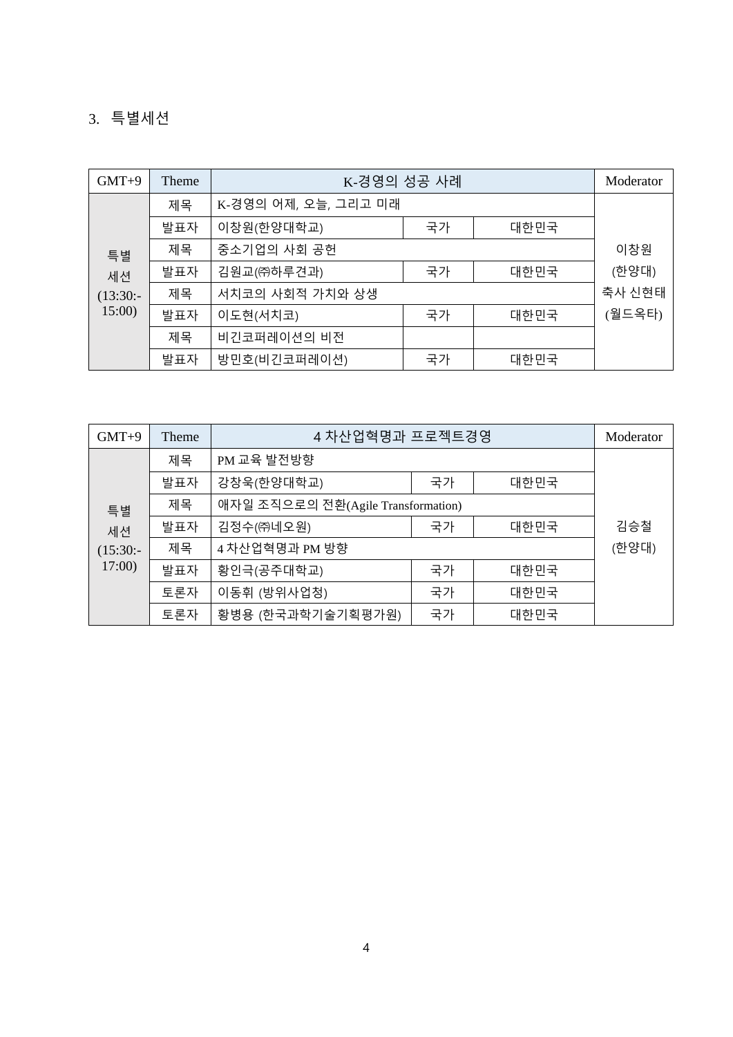3. 특별세션

| GMT+9 | Theme | K-경영의 성공 사례 | | | Moderator |
|---|---|---|---|---|---|
| 특별 세션 (13:30:-15:00) | 제목 | K-경영의 어제, 오늘, 그리고 미래 | | | 이창원 (한양대) 축사 신현태 (월드옥타) |
| | 발표자 | 이창원(한양대학교) | 국가 | 대한민국 | |
| | 제목 | 중소기업의 사회 공헌 | | | |
| | 발표자 | 김원교(㈜하루견과) | 국가 | 대한민국 | |
| | 제목 | 서치코의 사회적 가치와 상생 | | | |
| | 발표자 | 이도현(서치코) | 국가 | 대한민국 | |
| | 제목 | 비긴코퍼레이션의 비전 | | | |
| | 발표자 | 방민호(비긴코퍼레이션) | 국가 | 대한민국 | |

| GMT+9 | Theme | 4 차산업혁명과 프로젝트경영 | | | Moderator |
|---|---|---|---|---|---|
| 특별 세션 (15:30:-17:00) | 제목 | PM 교육 발전방향 | | | 김승철 (한양대) |
| | 발표자 | 강창욱(한양대학교) | 국가 | 대한민국 | |
| | 제목 | 애자일 조직으로의 전환(Agile Transformation) | | | |
| | 발표자 | 김정수(㈜네오원) | 국가 | 대한민국 | |
| | 제목 | 4 차산업혁명과 PM 방향 | | | |
| | 발표자 | 황인극(공주대학교) | 국가 | 대한민국 | |
| | 토론자 | 이동휘 (방위사업청) | 국가 | 대한민국 | |
| | 토론자 | 황병용 (한국과학기술기획평가원) | 국가 | 대한민국 | |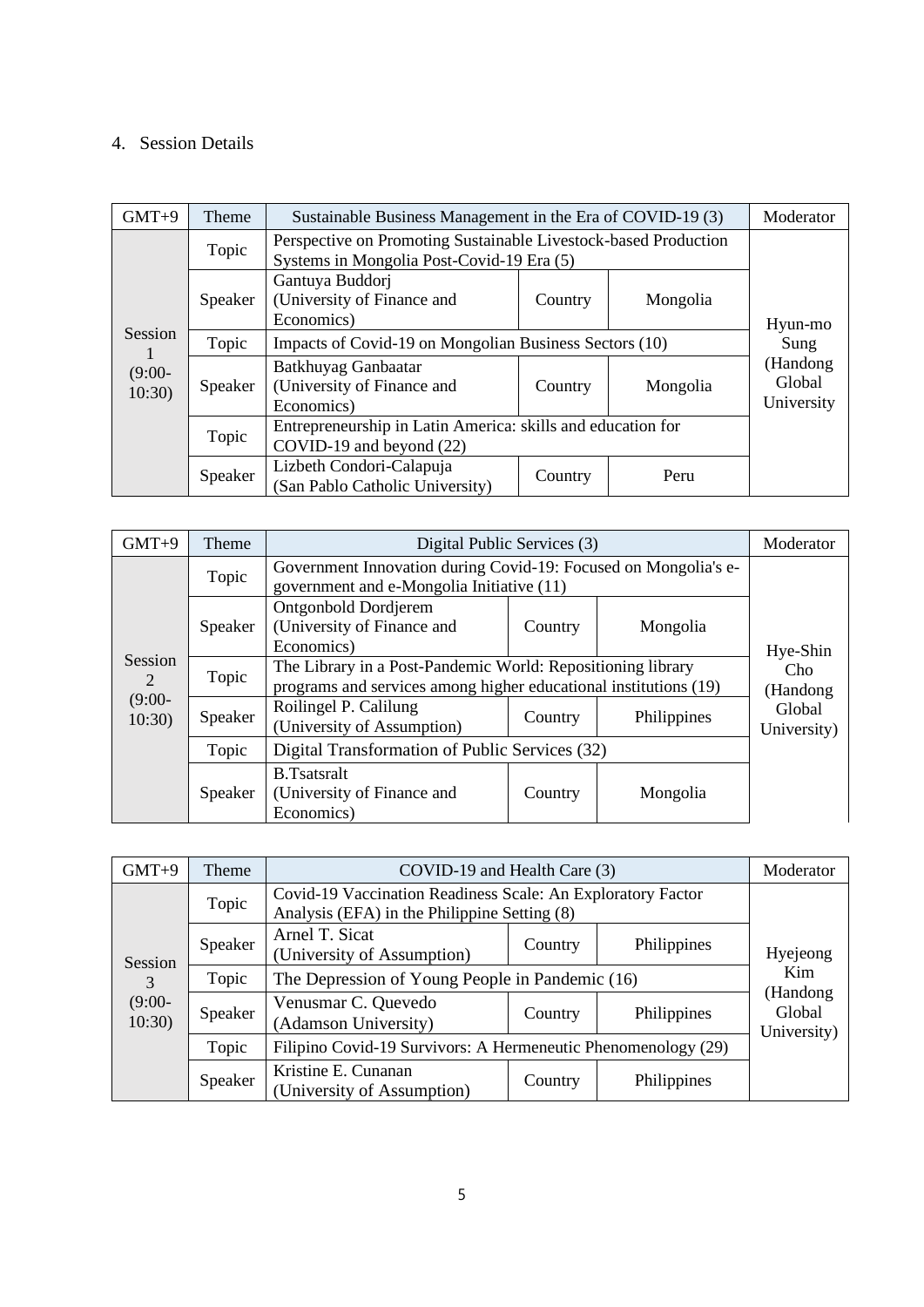4. Session Details

| GMT+9 | Theme | Sustainable Business Management in the Era of COVID-19 (3) | | | Moderator |
|---|---|---|---|---|---|
| Session 1 (9:00-10:30) | Topic | Perspective on Promoting Sustainable Livestock-based Production Systems in Mongolia Post-Covid-19 Era (5) | | | Hyun-mo Sung (Handong Global University |
| | Speaker | Gantuya Buddorj (University of Finance and Economics) | Country | Mongolia | |
| | Topic | Impacts of Covid-19 on Mongolian Business Sectors (10) | | | |
| | Speaker | Batkhuyag Ganbaatar (University of Finance and Economics) | Country | Mongolia | |
| | Topic | Entrepreneurship in Latin America: skills and education for COVID-19 and beyond (22) | | | |
| | Speaker | Lizbeth Condori-Calapuja (San Pablo Catholic University) | Country | Peru | |

| GMT+9 | Theme | Digital Public Services (3) | | | Moderator |
|---|---|---|---|---|---|
| Session 2 (9:00-10:30) | Topic | Government Innovation during Covid-19: Focused on Mongolia's e-government and e-Mongolia Initiative (11) | | | Hye-Shin Cho (Handong Global University) |
| | Speaker | Ontgonbold Dordjerem (University of Finance and Economics) | Country | Mongolia | |
| | Topic | The Library in a Post-Pandemic World: Repositioning library programs and services among higher educational institutions (19) | | | |
| | Speaker | Roilingel P. Calilung (University of Assumption) | Country | Philippines | |
| | Topic | Digital Transformation of Public Services (32) | | | |
| | Speaker | B.Tsatsralt (University of Finance and Economics) | Country | Mongolia | |

| GMT+9 | Theme | COVID-19 and Health Care (3) | | | Moderator |
|---|---|---|---|---|---|
| Session 3 (9:00-10:30) | Topic | Covid-19 Vaccination Readiness Scale: An Exploratory Factor Analysis (EFA) in the Philippine Setting (8) | | | Hyejeong Kim (Handong Global University) |
| | Speaker | Arnel T. Sicat (University of Assumption) | Country | Philippines | |
| | Topic | The Depression of Young People in Pandemic (16) | | | |
| | Speaker | Venusmar C. Quevedo (Adamson University) | Country | Philippines | |
| | Topic | Filipino Covid-19 Survivors: A Hermeneutic Phenomenology (29) | | | |
| | Speaker | Kristine E. Cunanan (University of Assumption) | Country | Philippines | |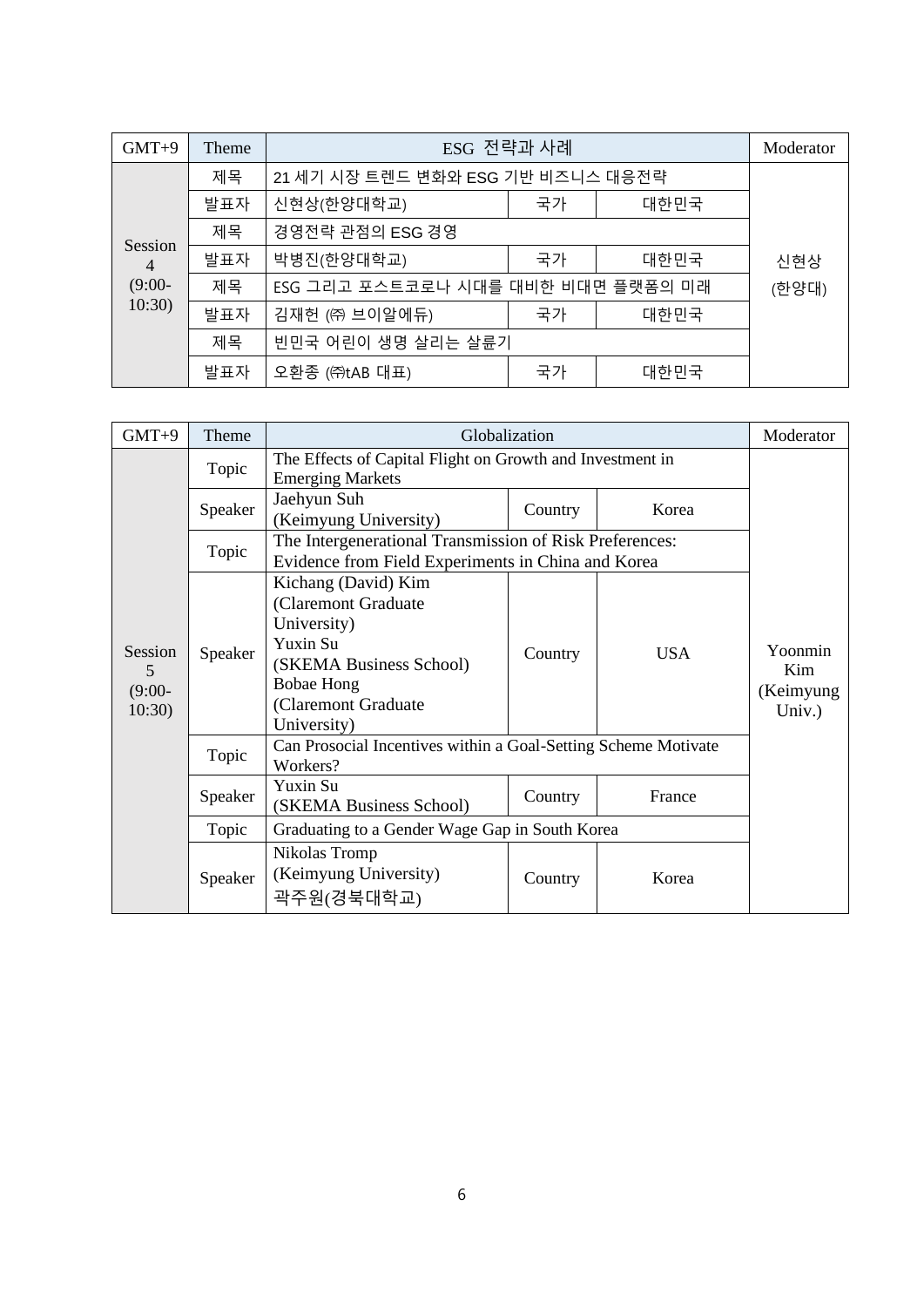| GMT+9 | Theme | ESG 전략과 사례 | | | Moderator |
|---|---|---|---|---|---|
| Session 4 (9:00-10:30) | 제목 | 21 세기 시장 트렌드 변화와 ESG 기반 비즈니스 대응전략 | | | 신현상 (한양대) |
| | 발표자 | 신현상(한양대학교) | 국가 | 대한민국 | |
| | 제목 | 경영전략 관점의 ESG 경영 | | | |
| | 발표자 | 박병진(한양대학교) | 국가 | 대한민국 | |
| | 제목 | ESG 그리고 포스트코로나 시대를 대비한 비대면 플랫폼의 미래 | | | |
| | 발표자 | 김재헌 ㈜ 브이알에듀) | 국가 | 대한민국 | |
| | 제목 | 빈민국 어린이 생명 살리는 살륜기 | | | |
| | 발표자 | 오환종 (㈜tAB 대표) | 국가 | 대한민국 | |

| GMT+9 | Theme | Globalization | | | Moderator |
|---|---|---|---|---|---|
| Session 5 (9:00-10:30) | Topic | The Effects of Capital Flight on Growth and Investment in Emerging Markets | | | Yoonmin Kim (Keimyung Univ.) |
| | Speaker | Jaehyun Suh (Keimyung University) | Country | Korea | |
| | Topic | The Intergenerational Transmission of Risk Preferences: Evidence from Field Experiments in China and Korea | | | |
| | Speaker | Kichang (David) Kim (Claremont Graduate University) Yuxin Su (SKEMA Business School) Bobae Hong (Claremont Graduate University) | Country | USA | |
| | Topic | Can Prosocial Incentives within a Goal-Setting Scheme Motivate Workers? | | | |
| | Speaker | Yuxin Su (SKEMA Business School) | Country | France | |
| | Topic | Graduating to a Gender Wage Gap in South Korea | | | |
| | Speaker | Nikolas Tromp (Keimyung University) 곽주원(경북대학교) | Country | Korea | |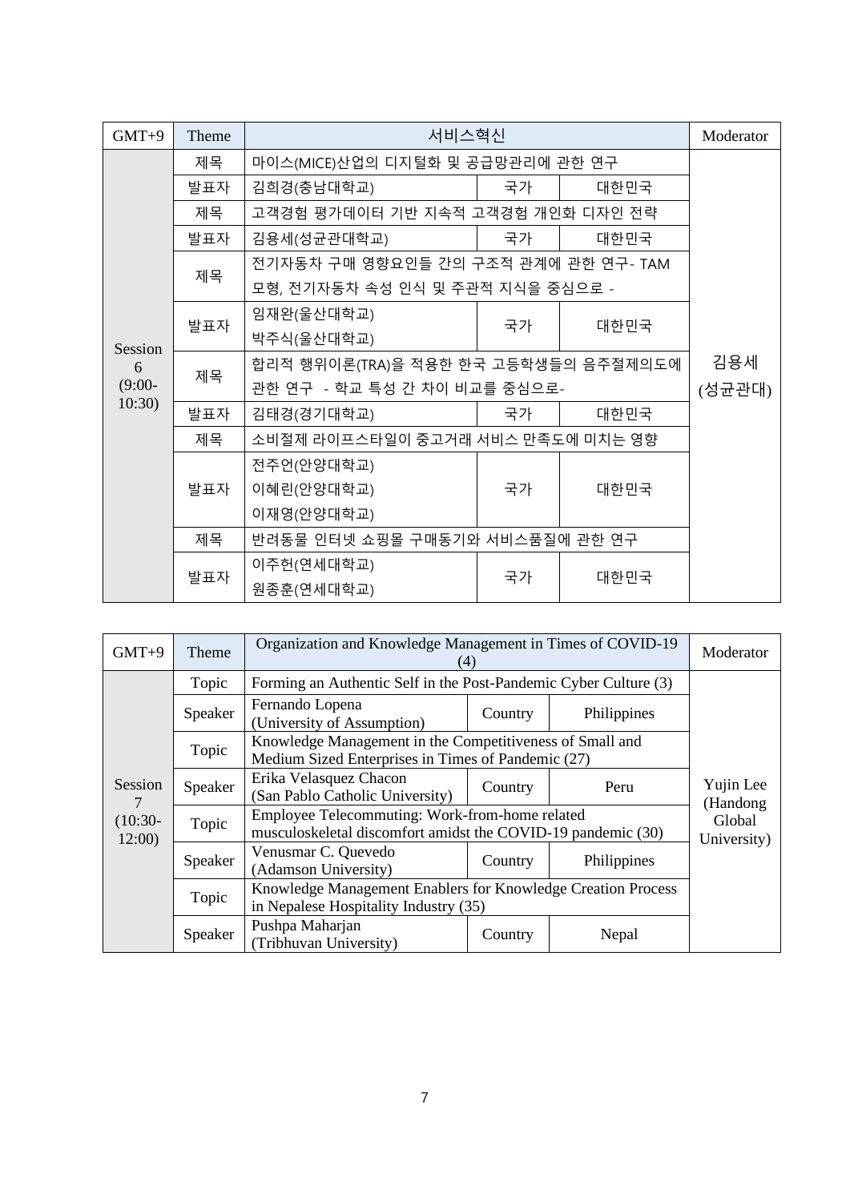| GMT+9 | Theme | 서비스혁신 | | | Moderator |
|---|---|---|---|---|---|
| Session 6 (9:00-10:30) | 제목 | 마이스(MICE)산업의 디지털화 및 공급망관리에 관한 연구 | | | 김용세 (성균관대) |
| | 발표자 | 김희경(충남대학교) | 국가 | 대한민국 | |
| | 제목 | 고객경험 평가데이터 기반 지속적 고객경험 개인화 디자인 전략 | | | |
| | 발표자 | 김용세(성균관대학교) | 국가 | 대한민국 | |
| | 제목 | 전기자동차 구매 영향요인들 간의 구조적 관계에 관한 연구- TAM 모형, 전기자동차 속성 인식 및 주관적 지식을 중심으로 - | | | |
| | 발표자 | 임재완(울산대학교)<br>박주식(울산대학교) | 국가 | 대한민국 | |
| | 제목 | 합리적 행위이론(TRA)을 적용한 한국 고등학생들의 음주절제의도에 관한 연구 - 학교 특성 간 차이 비교를 중심으로- | | | |
| | 발표자 | 김태경(경기대학교) | 국가 | 대한민국 | |
| | 제목 | 소비절제 라이프스타일이 중고거래 서비스 만족도에 미치는 영향 | | | |
| | 발표자 | 전주언(안양대학교)<br>이혜린(안양대학교)<br>이재영(안양대학교) | 국가 | 대한민국 | |
| | 제목 | 반려동물 인터넷 쇼핑몰 구매동기와 서비스품질에 관한 연구 | | | |
| | 발표자 | 이주헌(연세대학교)<br>원종훈(연세대학교) | 국가 | 대한민국 | |

| GMT+9 | Theme | Organization and Knowledge Management in Times of COVID-19 (4) | | | Moderator |
|---|---|---|---|---|---|
| Session 7 (10:30-12:00) | Topic | Forming an Authentic Self in the Post-Pandemic Cyber Culture (3) | | | Yujin Lee (Handong Global University) |
| | Speaker | Fernando Lopena (University of Assumption) | Country | Philippines | |
| | Topic | Knowledge Management in the Competitiveness of Small and Medium Sized Enterprises in Times of Pandemic (27) | | | |
| | Speaker | Erika Velasquez Chacon (San Pablo Catholic University) | Country | Peru | |
| | Topic | Employee Telecommuting: Work-from-home related musculoskeletal discomfort amidst the COVID-19 pandemic (30) | | | |
| | Speaker | Venusmar C. Quevedo (Adamson University) | Country | Philippines | |
| | Topic | Knowledge Management Enablers for Knowledge Creation Process in Nepalese Hospitality Industry (35) | | | |
| | Speaker | Pushpa Maharjan (Tribhuvan University) | Country | Nepal | |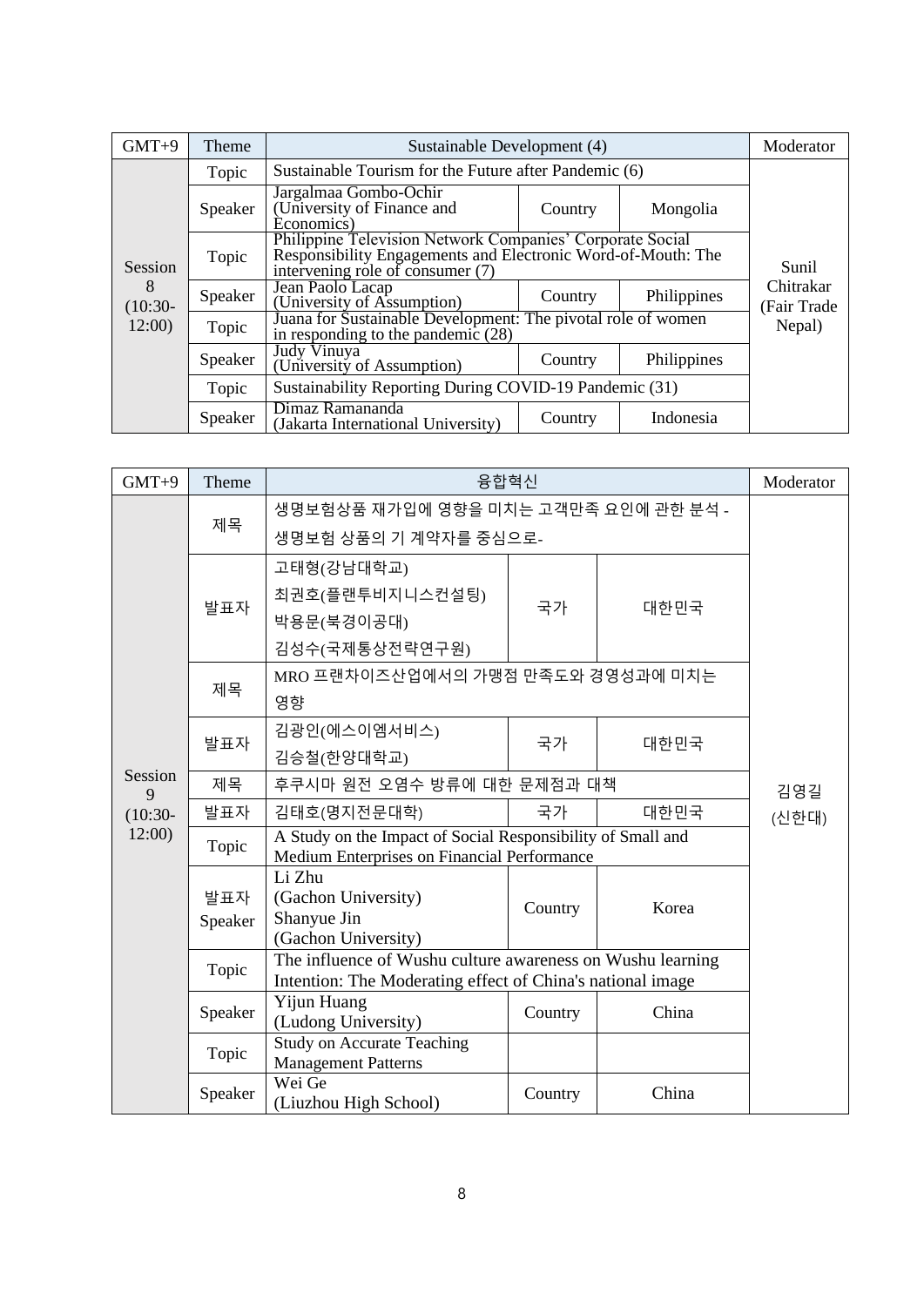| GMT+9 | Theme | Sustainable Development (4) | | | Moderator |
|---|---|---|---|---|---|
| Session 8 (10:30-12:00) | Topic | Sustainable Tourism for the Future after Pandemic (6) | | | Sunil Chitrakar (Fair Trade Nepal) |
| | Speaker | Jargalmaa Gombo-Ochir (University of Finance and Economics) | Country | Mongolia | |
| | Topic | Philippine Television Network Companies' Corporate Social Responsibility Engagements and Electronic Word-of-Mouth: The intervening role of consumer (7) | | | |
| | Speaker | Jean Paolo Lacap (University of Assumption) | Country | Philippines | |
| | Topic | Juana for Sustainable Development: The pivotal role of women in responding to the pandemic (28) | | | |
| | Speaker | Judy Vinuya (University of Assumption) | Country | Philippines | |
| | Topic | Sustainability Reporting During COVID-19 Pandemic (31) | | | |
| | Speaker | Dimaz Ramananda (Jakarta International University) | Country | Indonesia | |

| GMT+9 | Theme | 융합혁신 | | | Moderator |
|---|---|---|---|---|---|
| Session 9 (10:30-12:00) | 제목 | 생명보험상품 재가입에 영향을 미치는 고객만족 요인에 관한 분석 - 생명보험 상품의 기 계약자를 중심으로- | | | 김영길 (신한대) |
| | 발표자 | 고태형(강남대학교)<br>최권호(플랜투비지니스컨설팅)<br>박용문(북경이공대)<br>김성수(국제통상전략연구원) | 국가 | 대한민국 | |
| | 제목 | MRO 프랜차이즈산업에서의 가맹점 만족도와 경영성과에 미치는 영향 | | | |
| | 발표자 | 김광인(에스이엠서비스)<br>김승철(한양대학교) | 국가 | 대한민국 | |
| | 제목 | 후쿠시마 원전 오염수 방류에 대한 문제점과 대책 | | | |
| | 발표자 | 김태호(명지전문대학) | 국가 | 대한민국 | |
| | Topic | A Study on the Impact of Social Responsibility of Small and Medium Enterprises on Financial Performance | | | |
| | 발표자 Speaker | Li Zhu (Gachon University)<br>Shanyue Jin (Gachon University) | Country | Korea | |
| | Topic | The influence of Wushu culture awareness on Wushu learning Intention: The Moderating effect of China's national image | | | |
| | Speaker | Yijun Huang (Ludong University) | Country | China | |
| | Topic | Study on Accurate Teaching Management Patterns | | | |
| | Speaker | Wei Ge (Liuzhou High School) | Country | China | |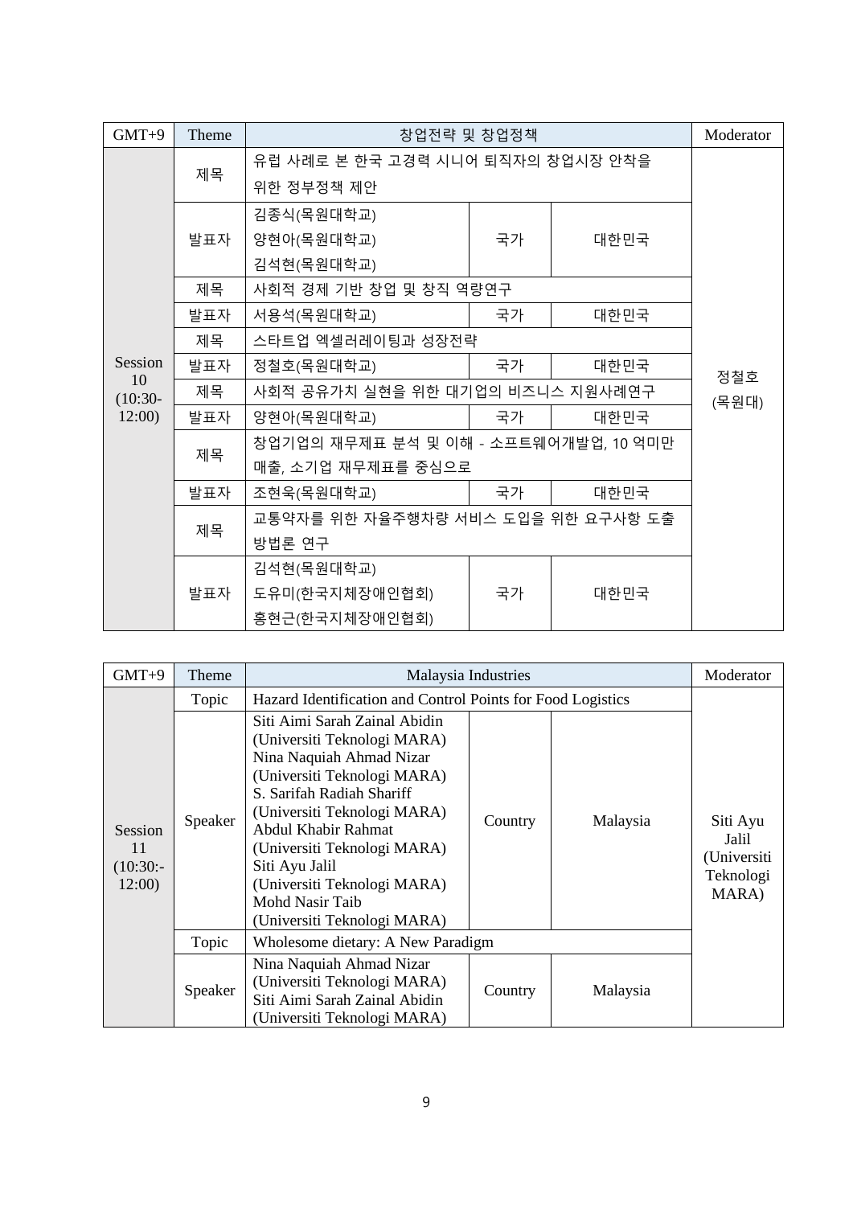| GMT+9 | Theme | 창업전략 및 창업정책 | | | Moderator |
|---|---|---|---|---|---|
| Session 10 (10:30-12:00) | 제목 | 유럽 사례로 본 한국 고경력 시니어 퇴직자의 창업시장 안착을 위한 정부정책 제안 | | | 정철호 (목원대) |
| | 발표자 | 김종식(목원대학교)<br>양현아(목원대학교)<br>김석현(목원대학교) | 국가 | 대한민국 | |
| | 제목 | 사회적 경제 기반 창업 및 창직 역량연구 | | | |
| | 발표자 | 서용석(목원대학교) | 국가 | 대한민국 | |
| | 제목 | 스타트업 엑셀러레이팅과 성장전략 | | | |
| | 발표자 | 정철호(목원대학교) | 국가 | 대한민국 | |
| | 제목 | 사회적 공유가치 실현을 위한 대기업의 비즈니스 지원사례연구 | | | |
| | 발표자 | 양현아(목원대학교) | 국가 | 대한민국 | |
| | 제목 | 창업기업의 재무제표 분석 및 이해 - 소프트웨어개발업, 10 억미만 매출, 소기업 재무제표를 중심으로 | | | |
| | 발표자 | 조현욱(목원대학교) | 국가 | 대한민국 | |
| | 제목 | 교통약자를 위한 자율주행차량 서비스 도입을 위한 요구사항 도출 방법론 연구 | | | |
| | 발표자 | 김석현(목원대학교)<br>도유미(한국지체장애인협회)<br>홍현근(한국지체장애인협회) | 국가 | 대한민국 | |

| GMT+9 | Theme | Malaysia Industries | | | Moderator |
|---|---|---|---|---|---|
| Session 11 (10:30:-12:00) | Topic | Hazard Identification and Control Points for Food Logistics | | | Siti Ayu Jalil (Universiti Teknologi MARA) |
| | Speaker | Siti Aimi Sarah Zainal Abidin (Universiti Teknologi MARA)<br>Nina Naquiah Ahmad Nizar (Universiti Teknologi MARA)<br>S. Sarifah Radiah Shariff (Universiti Teknologi MARA)<br>Abdul Khabir Rahmat (Universiti Teknologi MARA)<br>Siti Ayu Jalil (Universiti Teknologi MARA)<br>Mohd Nasir Taib (Universiti Teknologi MARA) | Country | Malaysia | |
| | Topic | Wholesome dietary: A New Paradigm | | | |
| | Speaker | Nina Naquiah Ahmad Nizar (Universiti Teknologi MARA)<br>Siti Aimi Sarah Zainal Abidin (Universiti Teknologi MARA) | Country | Malaysia | |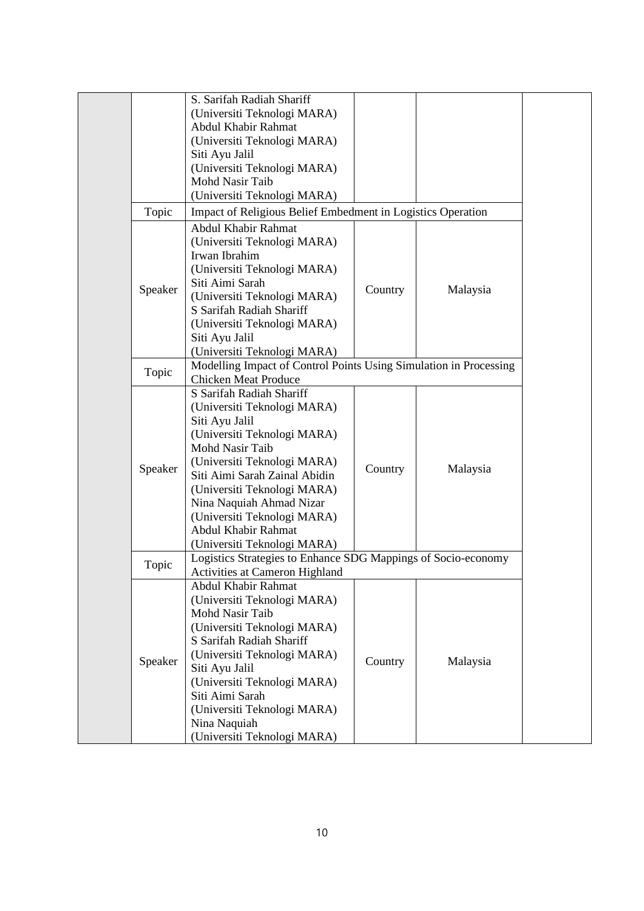| | | | | | |
|---|---|---|---|---|---|
| | | S. Sarifah Radiah Shariff (Universiti Teknologi MARA) Abdul Khabir Rahmat (Universiti Teknologi MARA) Siti Ayu Jalil (Universiti Teknologi MARA) Mohd Nasir Taib (Universiti Teknologi MARA) | | | |
| | Topic | Impact of Religious Belief Embedment in Logistics Operation | | | |
| | Speaker | Abdul Khabir Rahmat (Universiti Teknologi MARA) Irwan Ibrahim (Universiti Teknologi MARA) Siti Aimi Sarah (Universiti Teknologi MARA) S Sarifah Radiah Shariff (Universiti Teknologi MARA) Siti Ayu Jalil (Universiti Teknologi MARA) | Country | Malaysia | |
| | Topic | Modelling Impact of Control Points Using Simulation in Processing Chicken Meat Produce | | | |
| | Speaker | S Sarifah Radiah Shariff (Universiti Teknologi MARA) Siti Ayu Jalil (Universiti Teknologi MARA) Mohd Nasir Taib (Universiti Teknologi MARA) Siti Aimi Sarah Zainal Abidin (Universiti Teknologi MARA) Nina Naquiah Ahmad Nizar (Universiti Teknologi MARA) Abdul Khabir Rahmat (Universiti Teknologi MARA) | Country | Malaysia | |
| | Topic | Logistics Strategies to Enhance SDG Mappings of Socio-economy Activities at Cameron Highland | | | |
| | Speaker | Abdul Khabir Rahmat (Universiti Teknologi MARA) Mohd Nasir Taib (Universiti Teknologi MARA) S Sarifah Radiah Shariff (Universiti Teknologi MARA) Siti Ayu Jalil (Universiti Teknologi MARA) Siti Aimi Sarah (Universiti Teknologi MARA) Nina Naquiah (Universiti Teknologi MARA) | Country | Malaysia | |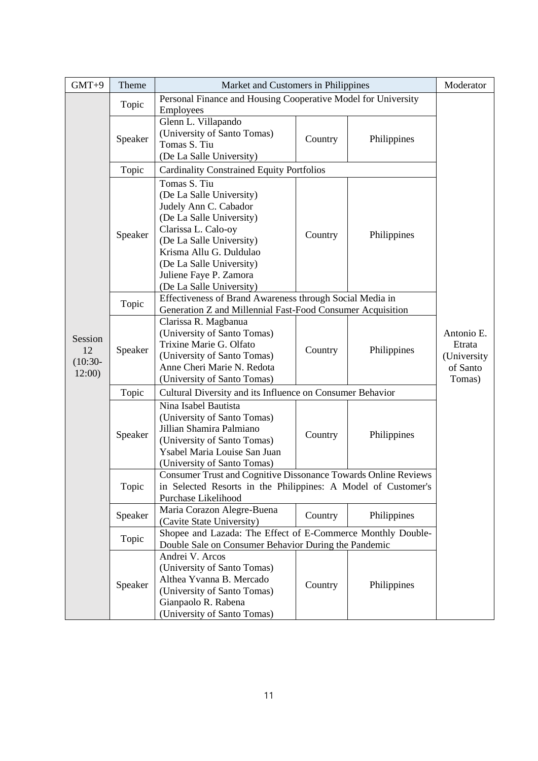| GMT+9 | Theme | Market and Customers in Philippines | | | Moderator |
|---|---|---|---|---|---|
| Session 12 (10:30-12:00) | Topic | Personal Finance and Housing Cooperative Model for University Employees | | | Antonio E. Etrata (University of Santo Tomas) |
| | Speaker | Glenn L. Villapando (University of Santo Tomas) Tomas S. Tiu (De La Salle University) | Country | Philippines | |
| | Topic | Cardinality Constrained Equity Portfolios | | | |
| | Speaker | Tomas S. Tiu (De La Salle University) Judely Ann C. Cabador (De La Salle University) Clarissa L. Calo-oy (De La Salle University) Krisma Allu G. Duldulao (De La Salle University) Juliene Faye P. Zamora (De La Salle University) | Country | Philippines | |
| | Topic | Effectiveness of Brand Awareness through Social Media in Generation Z and Millennial Fast-Food Consumer Acquisition | | | |
| | Speaker | Clarissa R. Magbanua (University of Santo Tomas) Trixine Marie G. Olfato (University of Santo Tomas) Anne Cheri Marie N. Redota (University of Santo Tomas) | Country | Philippines | |
| | Topic | Cultural Diversity and its Influence on Consumer Behavior | | | |
| | Speaker | Nina Isabel Bautista (University of Santo Tomas) Jillian Shamira Palmiano (University of Santo Tomas) Ysabel Maria Louise San Juan (University of Santo Tomas) | Country | Philippines | |
| | Topic | Consumer Trust and Cognitive Dissonance Towards Online Reviews in Selected Resorts in the Philippines: A Model of Customer's Purchase Likelihood | | | |
| | Speaker | Maria Corazon Alegre-Buena (Cavite State University) | Country | Philippines | |
| | Topic | Shopee and Lazada: The Effect of E-Commerce Monthly Double-Double Sale on Consumer Behavior During the Pandemic | | | |
| | Speaker | Andrei V. Arcos (University of Santo Tomas) Althea Yvanna B. Mercado (University of Santo Tomas) Gianpaolo R. Rabena (University of Santo Tomas) | Country | Philippines | |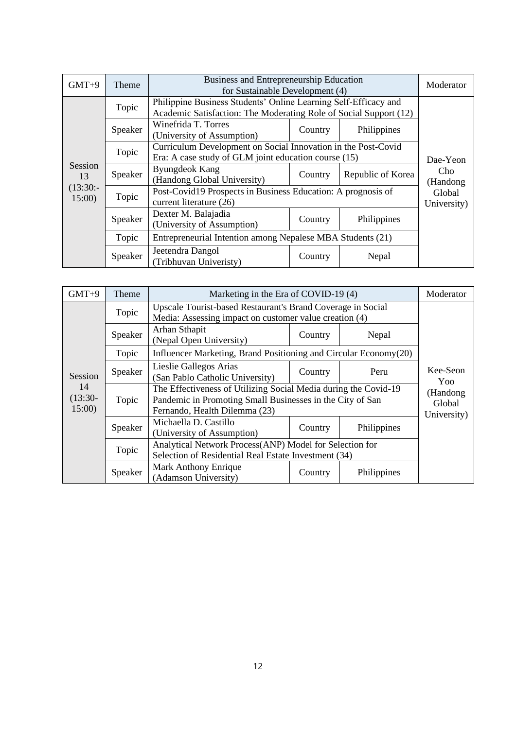| GMT+9 | Theme | Business and Entrepreneurship Education for Sustainable Development (4) | | | Moderator |
|---|---|---|---|---|---|
| Session 13 (13:30:-15:00) | Topic | Philippine Business Students' Online Learning Self-Efficacy and Academic Satisfaction: The Moderating Role of Social Support (12) | | | Dae-Yeon Cho (Handong Global University) |
| | Speaker | Winefrida T. Torres (University of Assumption) | Country | Philippines | |
| | Topic | Curriculum Development on Social Innovation in the Post-Covid Era: A case study of GLM joint education course (15) | | | |
| | Speaker | Byungdeok Kang (Handong Global University) | Country | Republic of Korea | |
| | Topic | Post-Covid19 Prospects in Business Education: A prognosis of current literature (26) | | | |
| | Speaker | Dexter M. Balajadia (University of Assumption) | Country | Philippines | |
| | Topic | Entrepreneurial Intention among Nepalese MBA Students (21) | | | |
| | Speaker | Jeetendra Dangol (Tribhuvan Univeristy) | Country | Nepal | |

| GMT+9 | Theme | Marketing in the Era of COVID-19 (4) | | | Moderator |
|---|---|---|---|---|---|
| Session 14 (13:30-15:00) | Topic | Upscale Tourist-based Restaurant's Brand Coverage in Social Media: Assessing impact on customer value creation (4) | | | Kee-Seon Yoo (Handong Global University) |
| | Speaker | Arhan Sthapit (Nepal Open University) | Country | Nepal | |
| | Topic | Influencer Marketing, Brand Positioning and Circular Economy(20) | | | |
| | Speaker | Lieslie Gallegos Arias (San Pablo Catholic University) | Country | Peru | |
| | Topic | The Effectiveness of Utilizing Social Media during the Covid-19 Pandemic in Promoting Small Businesses in the City of San Fernando, Health Dilemma (23) | | | |
| | Speaker | Michaella D. Castillo (University of Assumption) | Country | Philippines | |
| | Topic | Analytical Network Process(ANP) Model for Selection for Selection of Residential Real Estate Investment (34) | | | |
| | Speaker | Mark Anthony Enrique (Adamson University) | Country | Philippines | |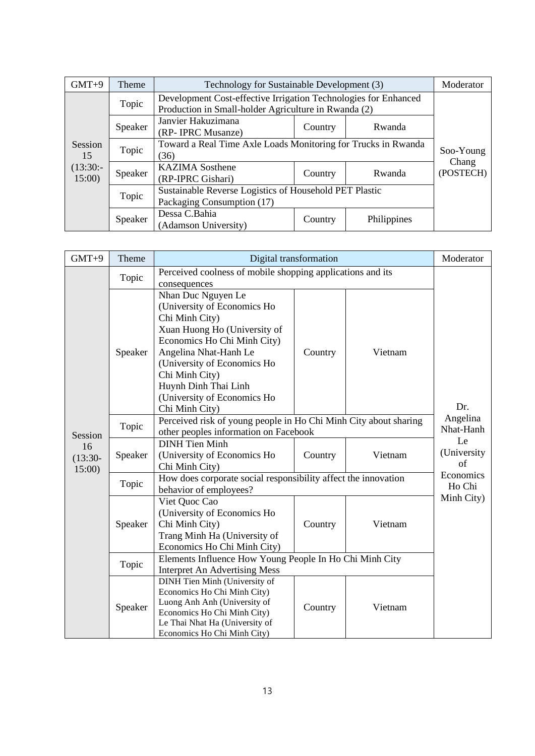| GMT+9 | Theme | Technology for Sustainable Development (3) | | | Moderator |
|---|---|---|---|---|---|
| Session 15 (13:30:-15:00) | Topic | Development Cost-effective Irrigation Technologies for Enhanced Production in Small-holder Agriculture in Rwanda (2) | | | Soo-Young Chang (POSTECH) |
| | Speaker | Janvier Hakuzimana (RP- IPRC Musanze) | Country | Rwanda | |
| | Topic | Toward a Real Time Axle Loads Monitoring for Trucks in Rwanda (36) | | | |
| | Speaker | KAZIMA Sosthene (RP-IPRC Gishari) | Country | Rwanda | |
| | Topic | Sustainable Reverse Logistics of Household PET Plastic Packaging Consumption (17) | | | |
| | Speaker | Dessa C.Bahia (Adamson University) | Country | Philippines | |

| GMT+9 | Theme | Digital transformation | | | Moderator |
|---|---|---|---|---|---|
| Session 16 (13:30-15:00) | Topic | Perceived coolness of mobile shopping applications and its consequences | | | Dr. Angelina Nhat-Hanh Le (University of Economics Ho Chi Minh City) |
| | Speaker | Nhan Duc Nguyen Le (University of Economics Ho Chi Minh City)<br>Xuan Huong Ho (University of Economics Ho Chi Minh City)<br>Angelina Nhat-Hanh Le (University of Economics Ho Chi Minh City)<br>Huynh Dinh Thai Linh (University of Economics Ho Chi Minh City) | Country | Vietnam | |
| | Topic | Perceived risk of young people in Ho Chi Minh City about sharing other peoples information on Facebook | | | |
| | Speaker | DINH Tien Minh (University of Economics Ho Chi Minh City) | Country | Vietnam | |
| | Topic | How does corporate social responsibility affect the innovation behavior of employees? | | | |
| | Speaker | Viet Quoc Cao (University of Economics Ho Chi Minh City)<br>Trang Minh Ha (University of Economics Ho Chi Minh City) | Country | Vietnam | |
| | Topic | Elements Influence How Young People In Ho Chi Minh City Interpret An Advertising Mess | | | |
| | Speaker | DINH Tien Minh (University of Economics Ho Chi Minh City)<br>Luong Anh Anh (University of Economics Ho Chi Minh City)<br>Le Thai Nhat Ha (University of Economics Ho Chi Minh City) | Country | Vietnam | |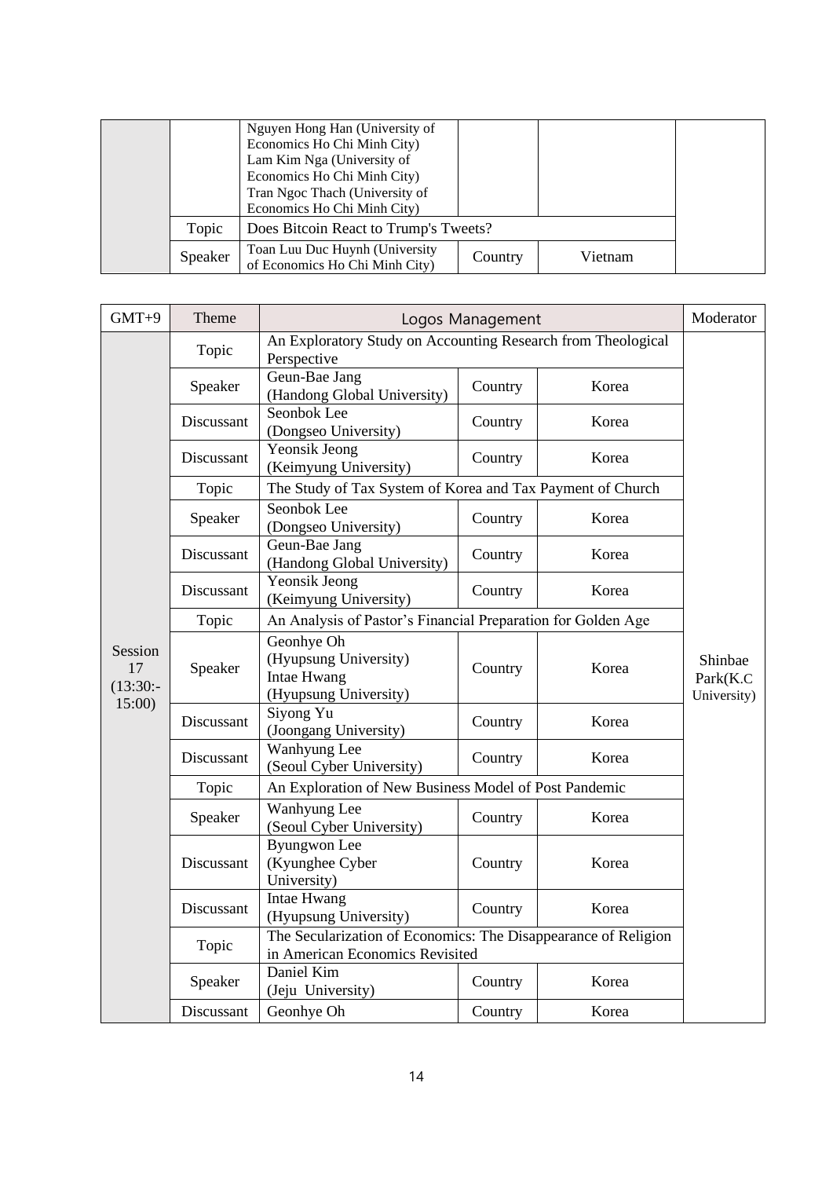| | | | | | |
|---|---|---|---|---|---|
| | | Nguyen Hong Han (University of Economics Ho Chi Minh City)<br>Lam Kim Nga (University of Economics Ho Chi Minh City)<br>Tran Ngoc Thach (University of Economics Ho Chi Minh City) | | | |
| | Topic | Does Bitcoin React to Trump's Tweets? | | | |
| | Speaker | Toan Luu Duc Huynh (University of Economics Ho Chi Minh City) | Country | Vietnam | |

| GMT+9 | Theme | Logos Management | | | Moderator |
|---|---|---|---|---|---|
| Session 17 (13:30:-15:00) | Topic | An Exploratory Study on Accounting Research from Theological Perspective | | | Shinbae Park(K.C University) |
| | Speaker | Geun-Bae Jang (Handong Global University) | Country | Korea | |
| | Discussant | Seonbok Lee (Dongseo University) | Country | Korea | |
| | Discussant | Yeonsik Jeong (Keimyung University) | Country | Korea | |
| | Topic | The Study of Tax System of Korea and Tax Payment of Church | | | |
| | Speaker | Seonbok Lee (Dongseo University) | Country | Korea | |
| | Discussant | Geun-Bae Jang (Handong Global University) | Country | Korea | |
| | Discussant | Yeonsik Jeong (Keimyung University) | Country | Korea | |
| | Topic | An Analysis of Pastor's Financial Preparation for Golden Age | | | |
| | Speaker | Geonhye Oh (Hyupsung University)<br>Intae Hwang (Hyupsung University) | Country | Korea | |
| | Discussant | Siyong Yu (Joongang University) | Country | Korea | |
| | Discussant | Wanhyung Lee (Seoul Cyber University) | Country | Korea | |
| | Topic | An Exploration of New Business Model of Post Pandemic | | | |
| | Speaker | Wanhyung Lee (Seoul Cyber University) | Country | Korea | |
| | Discussant | Byungwon Lee (Kyunghee Cyber University) | Country | Korea | |
| | Discussant | Intae Hwang (Hyupsung University) | Country | Korea | |
| | Topic | The Secularization of Economics: The Disappearance of Religion in American Economics Revisited | | | |
| | Speaker | Daniel Kim (Jeju University) | Country | Korea | |
| | Discussant | Geonhye Oh | Country | Korea | |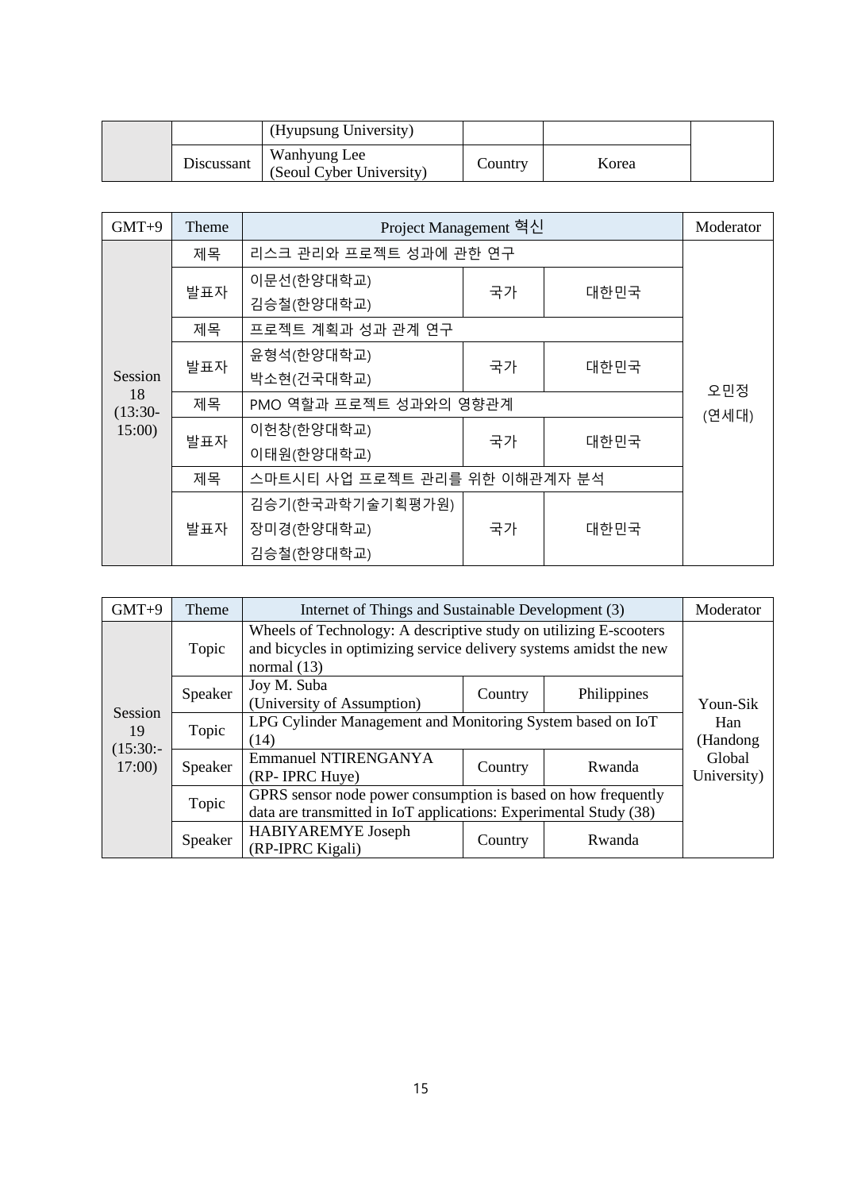| | | (Hyupsung University) | | | |
|---|---|---|---|---|---|
| | Discussant | Wanhyung Lee (Seoul Cyber University) | Country | Korea | |

| GMT+9 | Theme | Project Management 혁신 | | | Moderator |
|---|---|---|---|---|---|
| Session 18 (13:30-15:00) | 제목 | 리스크 관리와 프로젝트 성과에 관한 연구 | | | 오민정 (연세대) |
| | 발표자 | 이문선(한양대학교) 김승철(한양대학교) | 국가 | 대한민국 | |
| | 제목 | 프로젝트 계획과 성과 관계 연구 | | | |
| | 발표자 | 윤형석(한양대학교) 박소현(건국대학교) | 국가 | 대한민국 | |
| | 제목 | PMO 역할과 프로젝트 성과와의 영향관계 | | | |
| | 발표자 | 이헌창(한양대학교) 이태원(한양대학교) | 국가 | 대한민국 | |
| | 제목 | 스마트시티 사업 프로젝트 관리를 위한 이해관계자 분석 | | | |
| | 발표자 | 김승기(한국과학기술기획평가원) 장미경(한양대학교) 김승철(한양대학교) | 국가 | 대한민국 | |

| GMT+9 | Theme | Internet of Things and Sustainable Development (3) | | | Moderator |
|---|---|---|---|---|---|
| Session 19 (15:30:-17:00) | Topic | Wheels of Technology: A descriptive study on utilizing E-scooters and bicycles in optimizing service delivery systems amidst the new normal (13) | | | Youn-Sik Han (Handong Global University) |
| | Speaker | Joy M. Suba (University of Assumption) | Country | Philippines | |
| | Topic | LPG Cylinder Management and Monitoring System based on IoT (14) | | | |
| | Speaker | Emmanuel NTIRENGANYA (RP- IPRC Huye) | Country | Rwanda | |
| | Topic | GPRS sensor node power consumption is based on how frequently data are transmitted in IoT applications: Experimental Study (38) | | | |
| | Speaker | HABIYAREMYE Joseph (RP-IPRC Kigali) | Country | Rwanda | |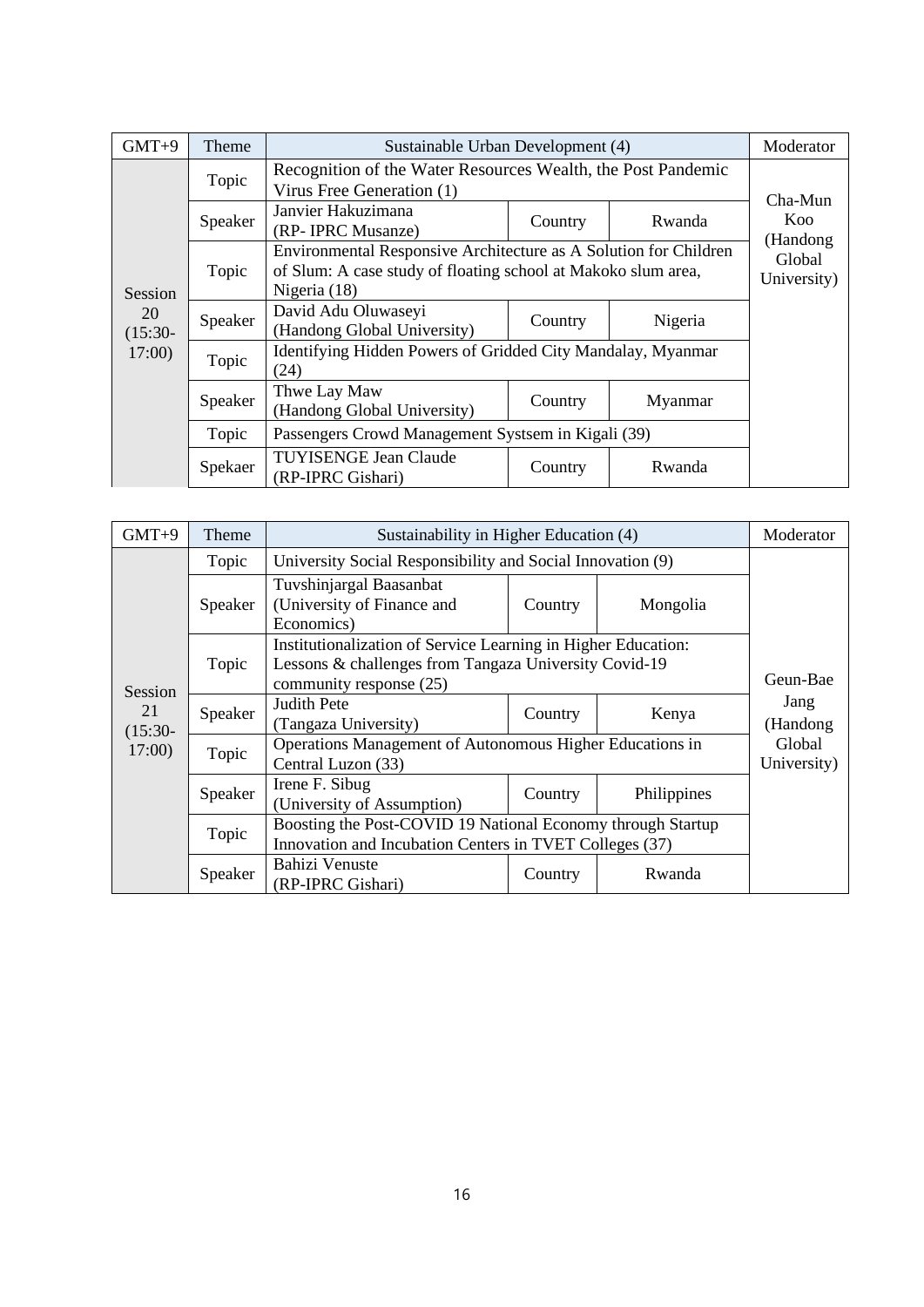| GMT+9 | Theme | Sustainable Urban Development (4) | | | Moderator |
|---|---|---|---|---|---|
| Session 20 (15:30-17:00) | Topic | Recognition of the Water Resources Wealth, the Post Pandemic Virus Free Generation (1) | | | Cha-Mun Koo (Handong Global University) |
| | Speaker | Janvier Hakuzimana (RP- IPRC Musanze) | Country | Rwanda | |
| | Topic | Environmental Responsive Architecture as A Solution for Children of Slum: A case study of floating school at Makoko slum area, Nigeria (18) | | | |
| | Speaker | David Adu Oluwaseyi (Handong Global University) | Country | Nigeria | |
| | Topic | Identifying Hidden Powers of Gridded City Mandalay, Myanmar (24) | | | |
| | Speaker | Thwe Lay Maw (Handong Global University) | Country | Myanmar | |
| | Topic | Passengers Crowd Management Systsem in Kigali (39) | | | |
| | Spekaer | TUYISENGE Jean Claude (RP-IPRC Gishari) | Country | Rwanda | |

| GMT+9 | Theme | Sustainability in Higher Education (4) | | | Moderator |
|---|---|---|---|---|---|
| Session 21 (15:30-17:00) | Topic | University Social Responsibility and Social Innovation (9) | | | Geun-Bae Jang (Handong Global University) |
| | Speaker | Tuvshinjargal Baasanbat (University of Finance and Economics) | Country | Mongolia | |
| | Topic | Institutionalization of Service Learning in Higher Education: Lessons & challenges from Tangaza University Covid-19 community response (25) | | | |
| | Speaker | Judith Pete (Tangaza University) | Country | Kenya | |
| | Topic | Operations Management of Autonomous Higher Educations in Central Luzon (33) | | | |
| | Speaker | Irene F. Sibug (University of Assumption) | Country | Philippines | |
| | Topic | Boosting the Post-COVID 19 National Economy through Startup Innovation and Incubation Centers in TVET Colleges (37) | | | |
| | Speaker | Bahizi Venuste (RP-IPRC Gishari) | Country | Rwanda | |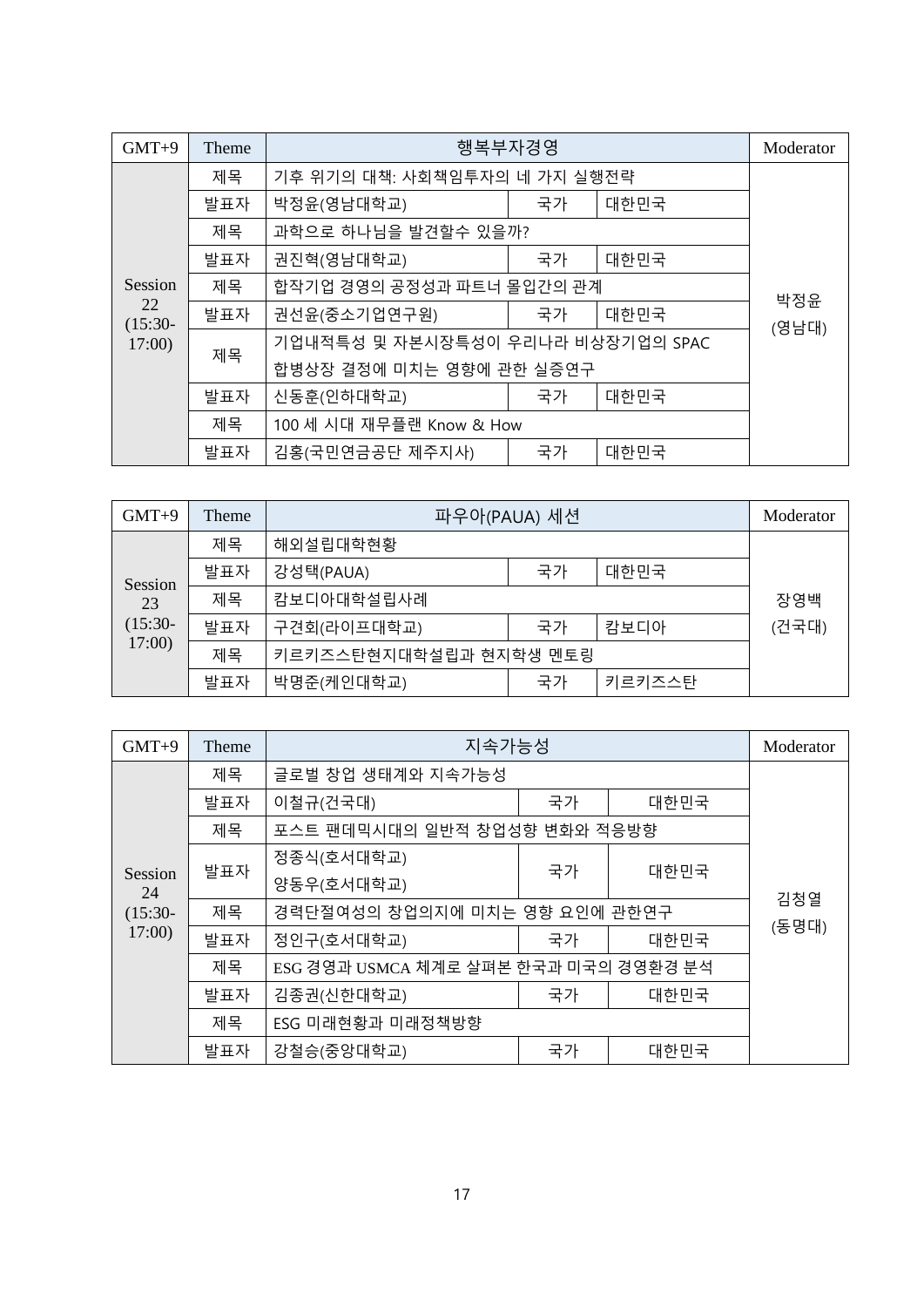| GMT+9 | Theme | 행복부자경영 | | | Moderator |
|---|---|---|---|---|---|
| Session 22 (15:30-17:00) | 제목 | 기후 위기의 대책: 사회책임투자의 네 가지 실행전략 | | | 박정윤 (영남대) |
| | 발표자 | 박정윤(영남대학교) | 국가 | 대한민국 | |
| | 제목 | 과학으로 하나님을 발견할수 있을까? | | | |
| | 발표자 | 권진혁(영남대학교) | 국가 | 대한민국 | |
| | 제목 | 합작기업 경영의 공정성과 파트너 몰입간의 관계 | | | |
| | 발표자 | 권선윤(중소기업연구원) | 국가 | 대한민국 | |
| | 제목 | 기업내적특성 및 자본시장특성이 우리나라 비상장기업의 SPAC 합병상장 결정에 미치는 영향에 관한 실증연구 | | | |
| | 발표자 | 신동훈(인하대학교) | 국가 | 대한민국 | |
| | 제목 | 100 세 시대 재무플랜 Know & How | | | |
| | 발표자 | 김홍(국민연금공단 제주지사) | 국가 | 대한민국 | |

| GMT+9 | Theme | 파우아(PAUA) 세션 | | | Moderator |
|---|---|---|---|---|---|
| Session 23 (15:30-17:00) | 제목 | 해외설립대학현황 | | | 장영백 (건국대) |
| | 발표자 | 강성택(PAUA) | 국가 | 대한민국 | |
| | 제목 | 캄보디아대학설립사례 | | | |
| | 발표자 | 구견회(라이프대학교) | 국가 | 캄보디아 | |
| | 제목 | 키르키즈스탄현지대학설립과 현지학생 멘토링 | | | |
| | 발표자 | 박명준(케인대학교) | 국가 | 키르키즈스탄 | |

| GMT+9 | Theme | 지속가능성 | | | Moderator |
|---|---|---|---|---|---|
| Session 24 (15:30-17:00) | 제목 | 글로벌 창업 생태계와 지속가능성 | | | 김청열 (동명대) |
| | 발표자 | 이철규(건국대) | 국가 | 대한민국 | |
| | 제목 | 포스트 팬데믹시대의 일반적 창업성향 변화와 적응방향 | | | |
| | 발표자 | 정종식(호서대학교)<br>양동우(호서대학교) | 국가 | 대한민국 | |
| | 제목 | 경력단절여성의 창업의지에 미치는 영향 요인에 관한연구 | | | |
| | 발표자 | 정인구(호서대학교) | 국가 | 대한민국 | |
| | 제목 | ESG 경영과 USMCA 체계로 살펴본 한국과 미국의 경영환경 분석 | | | |
| | 발표자 | 김종권(신한대학교) | 국가 | 대한민국 | |
| | 제목 | ESG 미래현황과 미래정책방향 | | | |
| | 발표자 | 강철승(중앙대학교) | 국가 | 대한민국 | |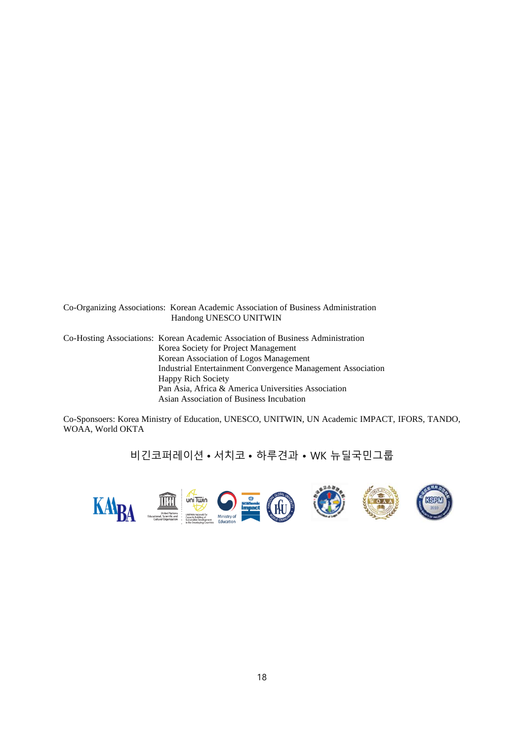Co-Organizing Associations: Korean Academic Association of Business Administration
Handong UNESCO UNITWIN

Co-Hosting Associations: Korean Academic Association of Business Administration
Korea Society for Project Management
Korean Association of Logos Management
Industrial Entertainment Convergence Management Association
Happy Rich Society
Pan Asia, Africa & America Universities Association
Asian Association of Business Incubation

Co-Sponsoers: Korea Ministry of Education, UNESCO, UNITWIN, UN Academic IMPACT, IFORS, TANDO, WOAA, World OKTA

비긴코퍼레이션 • 서치코 • 하루견과 • WK 뉴딜국민그룹